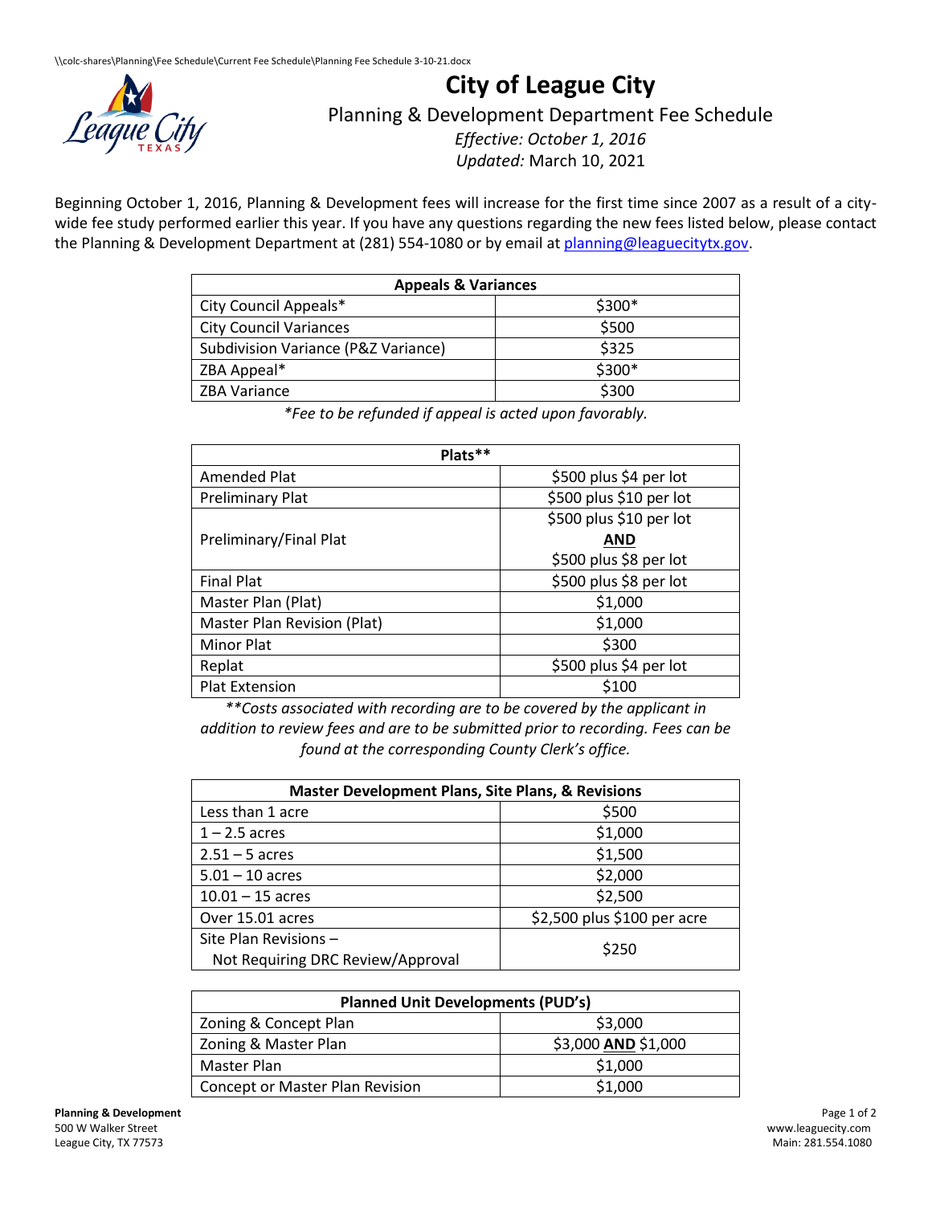# City of League City

## Planning & Development Department Fee Schedule

*Effective: October 1, 2016*
*Updated:* March 10, 2021

Beginning October 1, 2016, Planning & Development fees will increase for the first time since 2007 as a result of a city-wide fee study performed earlier this year. If you have any questions regarding the new fees listed below, please contact the Planning & Development Department at (281) 554-1080 or by email at planning@leaguecitytx.gov.

| Appeals & Variances | |
|---|---|
| City Council Appeals* | $300* |
| City Council Variances | $500 |
| Subdivision Variance (P&Z Variance) | $325 |
| ZBA Appeal* | $300* |
| ZBA Variance | $300 |

*\*Fee to be refunded if appeal is acted upon favorably.*

| Plats** | |
|---|---|
| Amended Plat | $500 plus $4 per lot |
| Preliminary Plat | $500 plus $10 per lot |
| Preliminary/Final Plat | $500 plus $10 per lot **AND** $500 plus $8 per lot |
| Final Plat | $500 plus $8 per lot |
| Master Plan (Plat) | $1,000 |
| Master Plan Revision (Plat) | $1,000 |
| Minor Plat | $300 |
| Replat | $500 plus $4 per lot |
| Plat Extension | $100 |

*\*\*Costs associated with recording are to be covered by the applicant in addition to review fees and are to be submitted prior to recording. Fees can be found at the corresponding County Clerk's office.*

| Master Development Plans, Site Plans, & Revisions | |
|---|---|
| Less than 1 acre | $500 |
| 1 – 2.5 acres | $1,000 |
| 2.51 – 5 acres | $1,500 |
| 5.01 – 10 acres | $2,000 |
| 10.01 – 15 acres | $2,500 |
| Over 15.01 acres | $2,500 plus $100 per acre |
| Site Plan Revisions – Not Requiring DRC Review/Approval | $250 |

| Planned Unit Developments (PUD's) | |
|---|---|
| Zoning & Concept Plan | $3,000 |
| Zoning & Master Plan | $3,000 **AND** $1,000 |
| Master Plan | $1,000 |
| Concept or Master Plan Revision | $1,000 |

**Planning & Development**
500 W Walker Street
League City, TX 77573

www.leaguecity.com
Main: 281.554.1080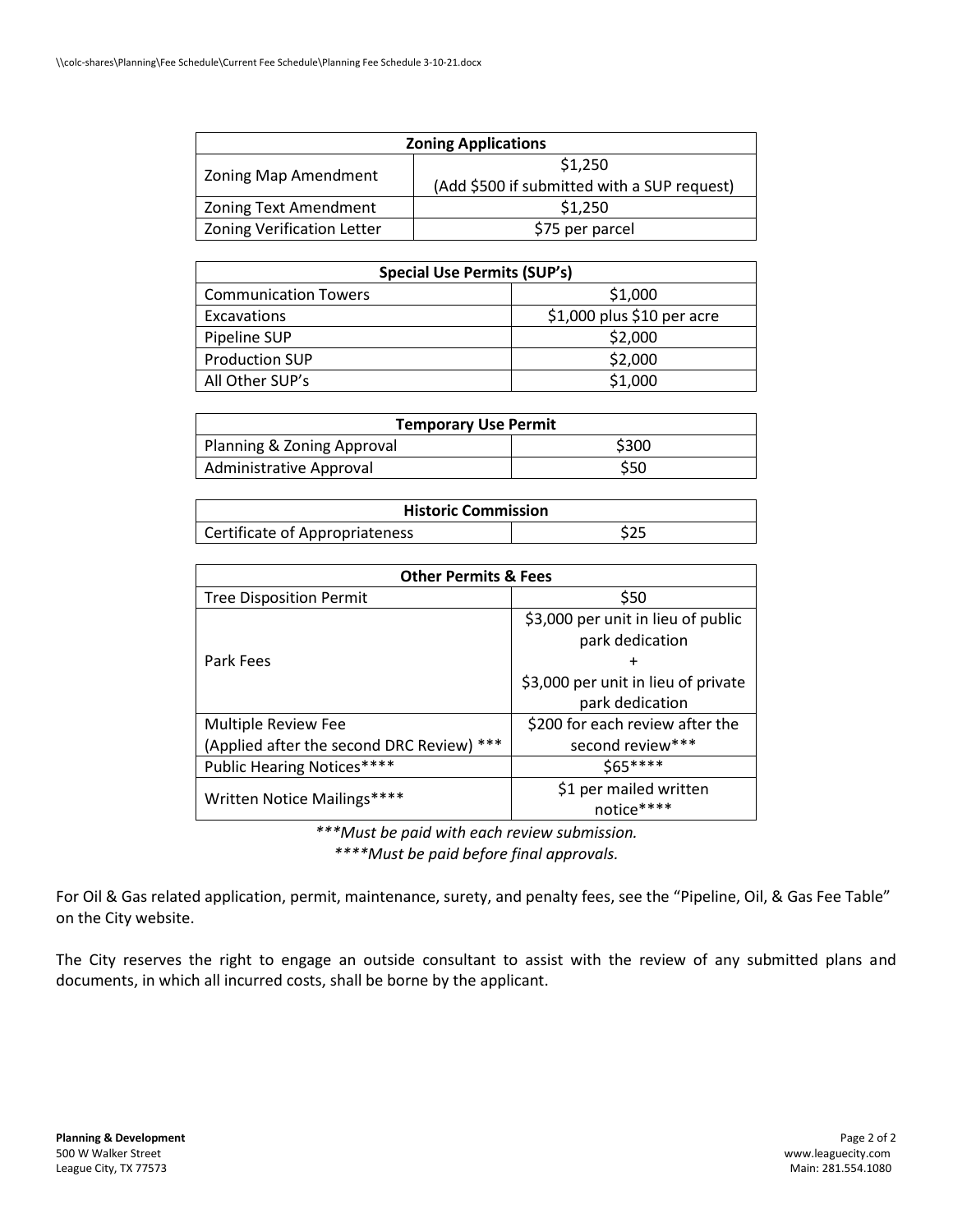| Zoning Applications | |
|---|---|
| Zoning Map Amendment | $1,250 (Add $500 if submitted with a SUP request) |
| Zoning Text Amendment | $1,250 |
| Zoning Verification Letter | $75 per parcel |

| Special Use Permits (SUP's) | |
|---|---|
| Communication Towers | $1,000 |
| Excavations | $1,000 plus $10 per acre |
| Pipeline SUP | $2,000 |
| Production SUP | $2,000 |
| All Other SUP's | $1,000 |

| Temporary Use Permit | |
|---|---|
| Planning & Zoning Approval | $300 |
| Administrative Approval | $50 |

| Historic Commission | |
|---|---|
| Certificate of Appropriateness | $25 |

| Other Permits & Fees | |
|---|---|
| Tree Disposition Permit | $50 |
| Park Fees | $3,000 per unit in lieu of public park dedication + $3,000 per unit in lieu of private park dedication |
| Multiple Review Fee (Applied after the second DRC Review) *** | $200 for each review after the second review*** |
| Public Hearing Notices**** | $65**** |
| Written Notice Mailings**** | $1 per mailed written notice**** |

****Must be paid with each review submission.*

*****Must be paid before final approvals.*

For Oil & Gas related application, permit, maintenance, surety, and penalty fees, see the "Pipeline, Oil, & Gas Fee Table" on the City website.

The City reserves the right to engage an outside consultant to assist with the review of any submitted plans and documents, in which all incurred costs, shall be borne by the applicant.